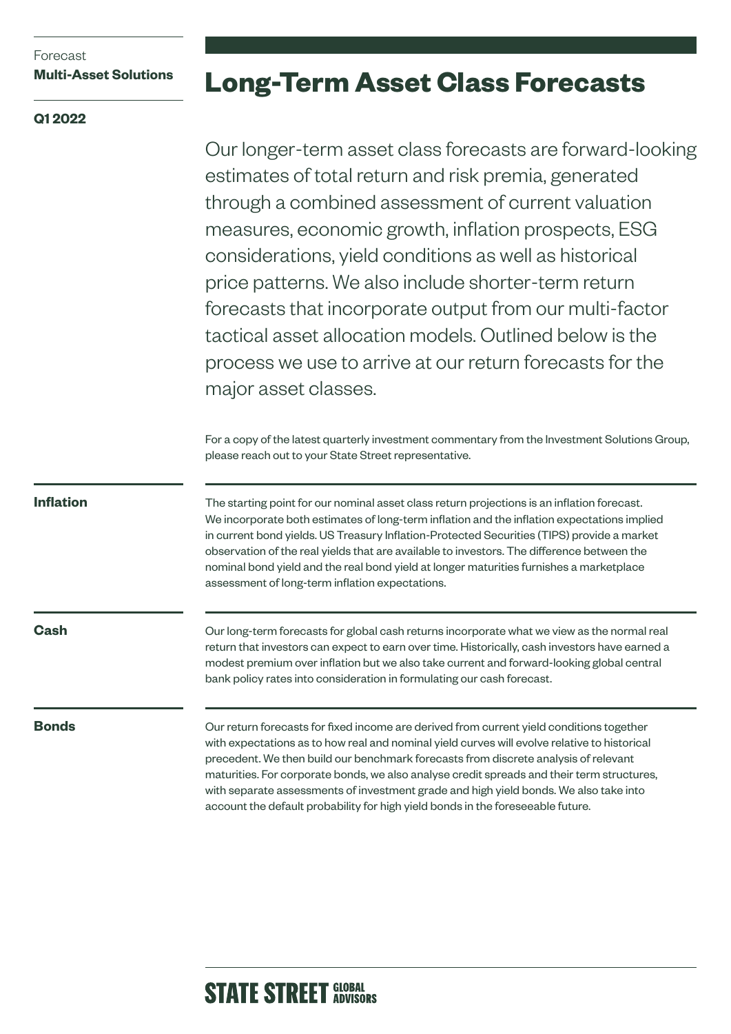Forecast
**Multi-Asset Solutions**

**Q1 2022**

# Long-Term Asset Class Forecasts

Our longer-term asset class forecasts are forward-looking estimates of total return and risk premia, generated through a combined assessment of current valuation measures, economic growth, inflation prospects, ESG considerations, yield conditions as well as historical price patterns. We also include shorter-term return forecasts that incorporate output from our multi-factor tactical asset allocation models. Outlined below is the process we use to arrive at our return forecasts for the major asset classes.

For a copy of the latest quarterly investment commentary from the Investment Solutions Group, please reach out to your State Street representative.

## Inflation

The starting point for our nominal asset class return projections is an inflation forecast. We incorporate both estimates of long-term inflation and the inflation expectations implied in current bond yields. US Treasury Inflation-Protected Securities (TIPS) provide a market observation of the real yields that are available to investors. The difference between the nominal bond yield and the real bond yield at longer maturities furnishes a marketplace assessment of long-term inflation expectations.

## Cash

Our long-term forecasts for global cash returns incorporate what we view as the normal real return that investors can expect to earn over time. Historically, cash investors have earned a modest premium over inflation but we also take current and forward-looking global central bank policy rates into consideration in formulating our cash forecast.

## Bonds

Our return forecasts for fixed income are derived from current yield conditions together with expectations as to how real and nominal yield curves will evolve relative to historical precedent. We then build our benchmark forecasts from discrete analysis of relevant maturities. For corporate bonds, we also analyse credit spreads and their term structures, with separate assessments of investment grade and high yield bonds. We also take into account the default probability for high yield bonds in the foreseeable future.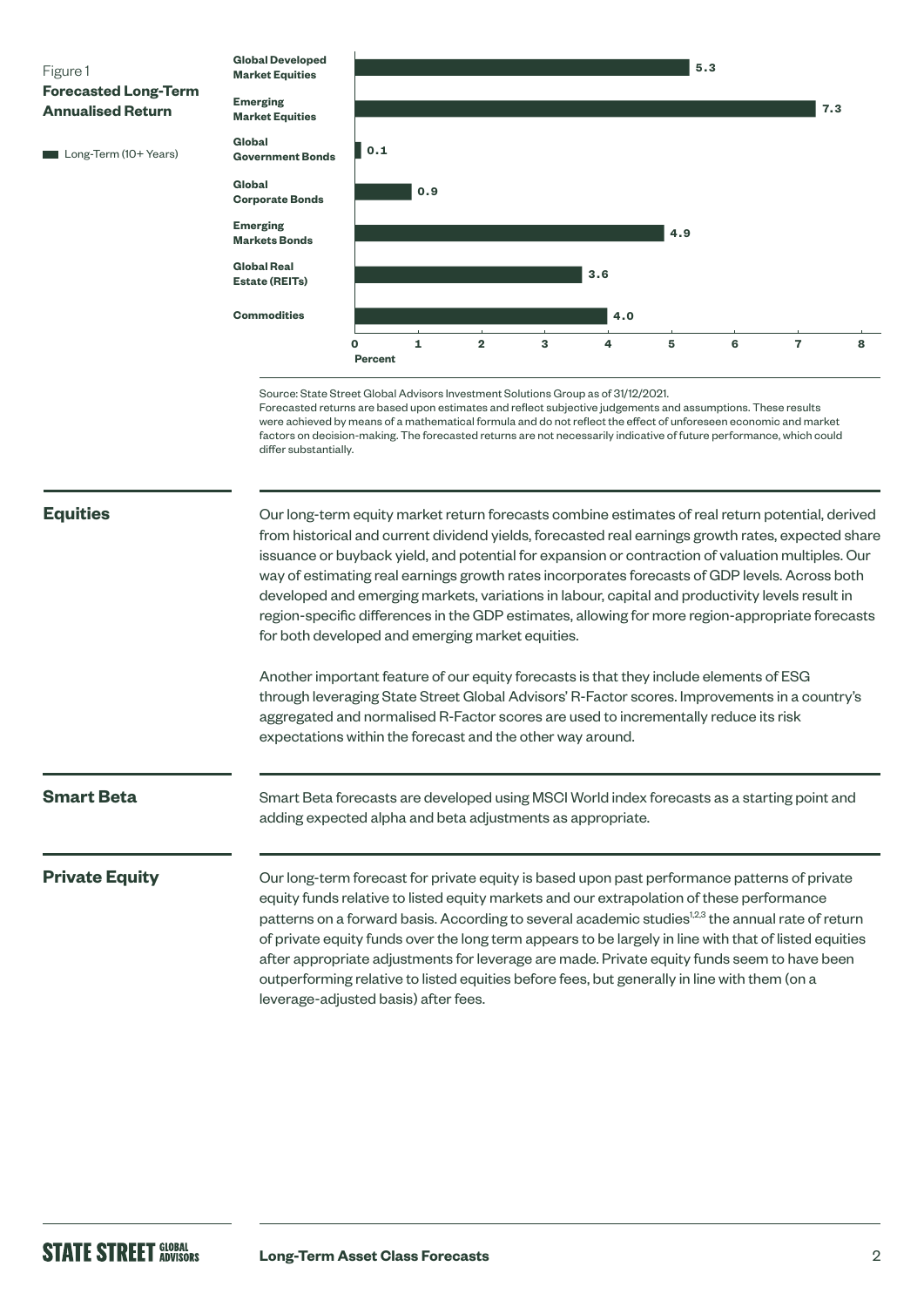Figure 1

**Forecasted Long-Term Annualised Return**

Long-Term (10+ Years)

| Asset Class | Percent |
|---|---|
| Global Developed Market Equities | 5.3 |
| Emerging Market Equities | 7.3 |
| Global Government Bonds | 0.1 |
| Global Corporate Bonds | 0.9 |
| Emerging Markets Bonds | 4.9 |
| Global Real Estate (REITs) | 3.6 |
| Commodities | 4.0 |

Source: State Street Global Advisors Investment Solutions Group as of 31/12/2021.
Forecasted returns are based upon estimates and reflect subjective judgements and assumptions. These results were achieved by means of a mathematical formula and do not reflect the effect of unforeseen economic and market factors on decision-making. The forecasted returns are not necessarily indicative of future performance, which could differ substantially.

## Equities

Our long-term equity market return forecasts combine estimates of real return potential, derived from historical and current dividend yields, forecasted real earnings growth rates, expected share issuance or buyback yield, and potential for expansion or contraction of valuation multiples. Our way of estimating real earnings growth rates incorporates forecasts of GDP levels. Across both developed and emerging markets, variations in labour, capital and productivity levels result in region-specific differences in the GDP estimates, allowing for more region-appropriate forecasts for both developed and emerging market equities.

Another important feature of our equity forecasts is that they include elements of ESG through leveraging State Street Global Advisors' R-Factor scores. Improvements in a country's aggregated and normalised R-Factor scores are used to incrementally reduce its risk expectations within the forecast and the other way around.

## Smart Beta

Smart Beta forecasts are developed using MSCI World index forecasts as a starting point and adding expected alpha and beta adjustments as appropriate.

## Private Equity

Our long-term forecast for private equity is based upon past performance patterns of private equity funds relative to listed equity markets and our extrapolation of these performance patterns on a forward basis. According to several academic studies[1,2,3] the annual rate of return of private equity funds over the long term appears to be largely in line with that of listed equities after appropriate adjustments for leverage are made. Private equity funds seem to have been outperforming relative to listed equities before fees, but generally in line with them (on a leverage-adjusted basis) after fees.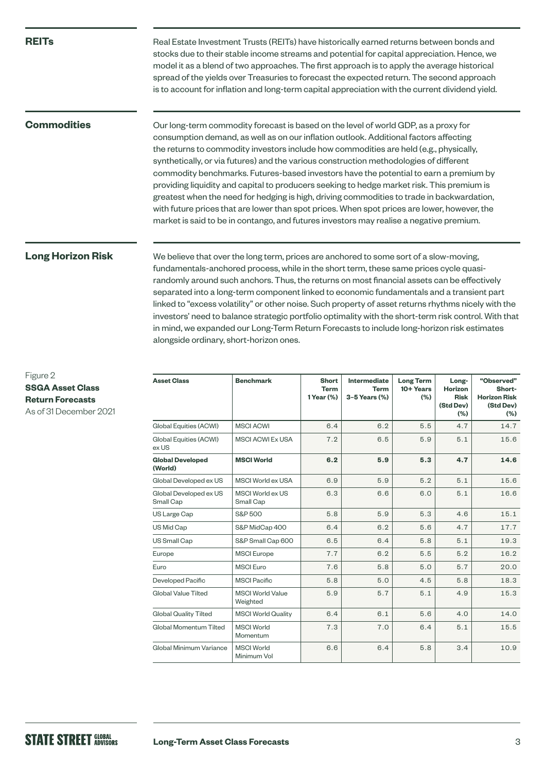## REITs

Real Estate Investment Trusts (REITs) have historically earned returns between bonds and stocks due to their stable income streams and potential for capital appreciation. Hence, we model it as a blend of two approaches. The first approach is to apply the average historical spread of the yields over Treasuries to forecast the expected return. The second approach is to account for inflation and long-term capital appreciation with the current dividend yield.

## Commodities

Our long-term commodity forecast is based on the level of world GDP, as a proxy for consumption demand, as well as on our inflation outlook. Additional factors affecting the returns to commodity investors include how commodities are held (e.g., physically, synthetically, or via futures) and the various construction methodologies of different commodity benchmarks. Futures-based investors have the potential to earn a premium by providing liquidity and capital to producers seeking to hedge market risk. This premium is greatest when the need for hedging is high, driving commodities to trade in backwardation, with future prices that are lower than spot prices. When spot prices are lower, however, the market is said to be in contango, and futures investors may realise a negative premium.

## Long Horizon Risk

We believe that over the long term, prices are anchored to some sort of a slow-moving, fundamentals-anchored process, while in the short term, these same prices cycle quasi-randomly around such anchors. Thus, the returns on most financial assets can be effectively separated into a long-term component linked to economic fundamentals and a transient part linked to "excess volatility" or other noise. Such property of asset returns rhythms nicely with the investors' need to balance strategic portfolio optimality with the short-term risk control. With that in mind, we expanded our Long-Term Return Forecasts to include long-horizon risk estimates alongside ordinary, short-horizon ones.

Figure 2
**SSGA Asset Class Return Forecasts**
As of 31 December 2021

| Asset Class | Benchmark | Short Term 1 Year (%) | Intermediate Term 3–5 Years (%) | Long Term 10+ Years (%) | Long-Horizon Risk (Std Dev) (%) | "Observed" Short-Horizon Risk (Std Dev) (%) |
|---|---|---|---|---|---|---|
| Global Equities (ACWI) | MSCI ACWI | 6.4 | 6.2 | 5.5 | 4.7 | 14.7 |
| Global Equities (ACWI) ex US | MSCI ACWI Ex USA | 7.2 | 6.5 | 5.9 | 5.1 | 15.6 |
| **Global Developed (World)** | **MSCI World** | **6.2** | **5.9** | **5.3** | **4.7** | **14.6** |
| Global Developed ex US | MSCI World ex USA | 6.9 | 5.9 | 5.2 | 5.1 | 15.6 |
| Global Developed ex US Small Cap | MSCI World ex US Small Cap | 6.3 | 6.6 | 6.0 | 5.1 | 16.6 |
| US Large Cap | S&P 500 | 5.8 | 5.9 | 5.3 | 4.6 | 15.1 |
| US Mid Cap | S&P MidCap 400 | 6.4 | 6.2 | 5.6 | 4.7 | 17.7 |
| US Small Cap | S&P Small Cap 600 | 6.5 | 6.4 | 5.8 | 5.1 | 19.3 |
| Europe | MSCI Europe | 7.7 | 6.2 | 5.5 | 5.2 | 16.2 |
| Euro | MSCI Euro | 7.6 | 5.8 | 5.0 | 5.7 | 20.0 |
| Developed Pacific | MSCI Pacific | 5.8 | 5.0 | 4.5 | 5.8 | 18.3 |
| Global Value Tilted | MSCI World Value Weighted | 5.9 | 5.7 | 5.1 | 4.9 | 15.3 |
| Global Quality Tilted | MSCI World Quality | 6.4 | 6.1 | 5.6 | 4.0 | 14.0 |
| Global Momentum Tilted | MSCI World Momentum | 7.3 | 7.0 | 6.4 | 5.1 | 15.5 |
| Global Minimum Variance | MSCI World Minimum Vol | 6.6 | 6.4 | 5.8 | 3.4 | 10.9 |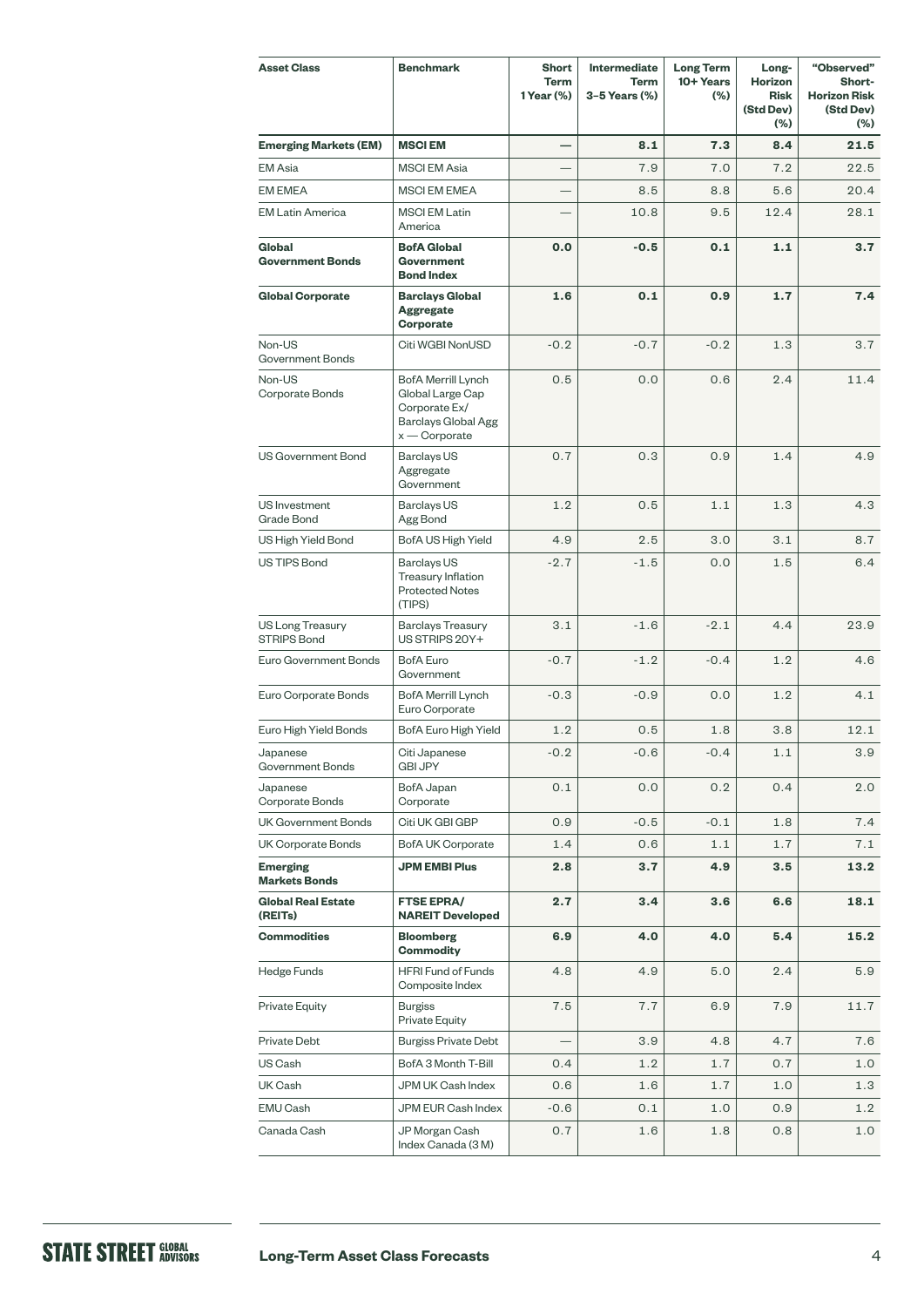| Asset Class | Benchmark | Short Term 1 Year (%) | Intermediate Term 3–5 Years (%) | Long Term 10+ Years (%) | Long-Horizon Risk (Std Dev) (%) | "Observed" Short-Horizon Risk (Std Dev) (%) |
|---|---|---|---|---|---|---|
| **Emerging Markets (EM)** | **MSCI EM** | **—** | **8.1** | **7.3** | **8.4** | **21.5** |
| EM Asia | MSCI EM Asia | — | 7.9 | 7.0 | 7.2 | 22.5 |
| EM EMEA | MSCI EM EMEA | — | 8.5 | 8.8 | 5.6 | 20.4 |
| EM Latin America | MSCI EM Latin America | — | 10.8 | 9.5 | 12.4 | 28.1 |
| **Global Government Bonds** | **BofA Global Government Bond Index** | **0.0** | **-0.5** | **0.1** | **1.1** | **3.7** |
| **Global Corporate** | **Barclays Global Aggregate Corporate** | **1.6** | **0.1** | **0.9** | **1.7** | **7.4** |
| Non-US Government Bonds | Citi WGBI NonUSD | -0.2 | -0.7 | -0.2 | 1.3 | 3.7 |
| Non-US Corporate Bonds | BofA Merrill Lynch Global Large Cap Corporate Ex/ Barclays Global Agg x — Corporate | 0.5 | 0.0 | 0.6 | 2.4 | 11.4 |
| US Government Bond | Barclays US Aggregate Government | 0.7 | 0.3 | 0.9 | 1.4 | 4.9 |
| US Investment Grade Bond | Barclays US Agg Bond | 1.2 | 0.5 | 1.1 | 1.3 | 4.3 |
| US High Yield Bond | BofA US High Yield | 4.9 | 2.5 | 3.0 | 3.1 | 8.7 |
| US TIPS Bond | Barclays US Treasury Inflation Protected Notes (TIPS) | -2.7 | -1.5 | 0.0 | 1.5 | 6.4 |
| US Long Treasury STRIPS Bond | Barclays Treasury US STRIPS 20Y+ | 3.1 | -1.6 | -2.1 | 4.4 | 23.9 |
| Euro Government Bonds | BofA Euro Government | -0.7 | -1.2 | -0.4 | 1.2 | 4.6 |
| Euro Corporate Bonds | BofA Merrill Lynch Euro Corporate | -0.3 | -0.9 | 0.0 | 1.2 | 4.1 |
| Euro High Yield Bonds | BofA Euro High Yield | 1.2 | 0.5 | 1.8 | 3.8 | 12.1 |
| Japanese Government Bonds | Citi Japanese GBI JPY | -0.2 | -0.6 | -0.4 | 1.1 | 3.9 |
| Japanese Corporate Bonds | BofA Japan Corporate | 0.1 | 0.0 | 0.2 | 0.4 | 2.0 |
| UK Government Bonds | Citi UK GBI GBP | 0.9 | -0.5 | -0.1 | 1.8 | 7.4 |
| UK Corporate Bonds | BofA UK Corporate | 1.4 | 0.6 | 1.1 | 1.7 | 7.1 |
| **Emerging Markets Bonds** | **JPM EMBI Plus** | **2.8** | **3.7** | **4.9** | **3.5** | **13.2** |
| **Global Real Estate (REITs)** | **FTSE EPRA/ NAREIT Developed** | **2.7** | **3.4** | **3.6** | **6.6** | **18.1** |
| **Commodities** | **Bloomberg Commodity** | **6.9** | **4.0** | **4.0** | **5.4** | **15.2** |
| Hedge Funds | HFRI Fund of Funds Composite Index | 4.8 | 4.9 | 5.0 | 2.4 | 5.9 |
| Private Equity | Burgiss Private Equity | 7.5 | 7.7 | 6.9 | 7.9 | 11.7 |
| Private Debt | Burgiss Private Debt | — | 3.9 | 4.8 | 4.7 | 7.6 |
| US Cash | BofA 3 Month T-Bill | 0.4 | 1.2 | 1.7 | 0.7 | 1.0 |
| UK Cash | JPM UK Cash Index | 0.6 | 1.6 | 1.7 | 1.0 | 1.3 |
| EMU Cash | JPM EUR Cash Index | -0.6 | 0.1 | 1.0 | 0.9 | 1.2 |
| Canada Cash | JP Morgan Cash Index Canada (3 M) | 0.7 | 1.6 | 1.8 | 0.8 | 1.0 |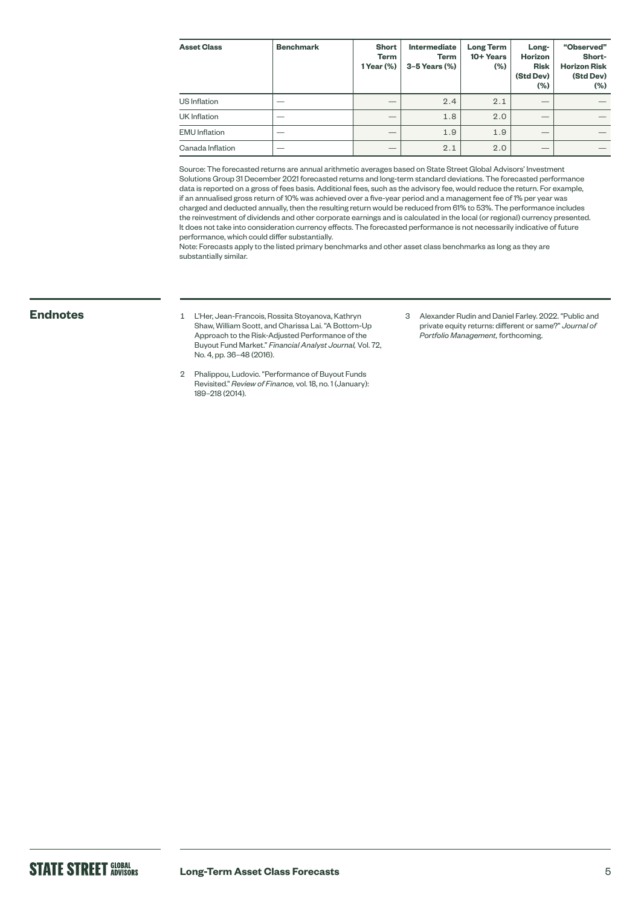| Asset Class | Benchmark | Short Term 1 Year (%) | Intermediate Term 3–5 Years (%) | Long Term 10+ Years (%) | Long-Horizon Risk (Std Dev) (%) | "Observed" Short-Horizon Risk (Std Dev) (%) |
|---|---|---|---|---|---|---|
| US Inflation | — | — | 2.4 | 2.1 | — | — |
| UK Inflation | — | — | 1.8 | 2.0 | — | — |
| EMU Inflation | — | — | 1.9 | 1.9 | — | — |
| Canada Inflation | — | — | 2.1 | 2.0 | — | — |

Source: The forecasted returns are annual arithmetic averages based on State Street Global Advisors' Investment Solutions Group 31 December 2021 forecasted returns and long-term standard deviations. The forecasted performance data is reported on a gross of fees basis. Additional fees, such as the advisory fee, would reduce the return. For example, if an annualised gross return of 10% was achieved over a five-year period and a management fee of 1% per year was charged and deducted annually, then the resulting return would be reduced from 61% to 53%. The performance includes the reinvestment of dividends and other corporate earnings and is calculated in the local (or regional) currency presented. It does not take into consideration currency effects. The forecasted performance is not necessarily indicative of future performance, which could differ substantially.
Note: Forecasts apply to the listed primary benchmarks and other asset class benchmarks as long as they are substantially similar.

## Endnotes

1 L'Her, Jean-Francois, Rossita Stoyanova, Kathryn Shaw, William Scott, and Charissa Lai. "A Bottom-Up Approach to the Risk-Adjusted Performance of the Buyout Fund Market." *Financial Analyst Journal,* Vol. 72, No. 4, pp. 36–48 (2016).

2 Phalippou, Ludovic. "Performance of Buyout Funds Revisited." *Review of Finance,* vol. 18, no. 1 (January): 189–218 (2014).

3 Alexander Rudin and Daniel Farley. 2022. "Public and private equity returns: different or same?" *Journal of Portfolio Management,* forthcoming.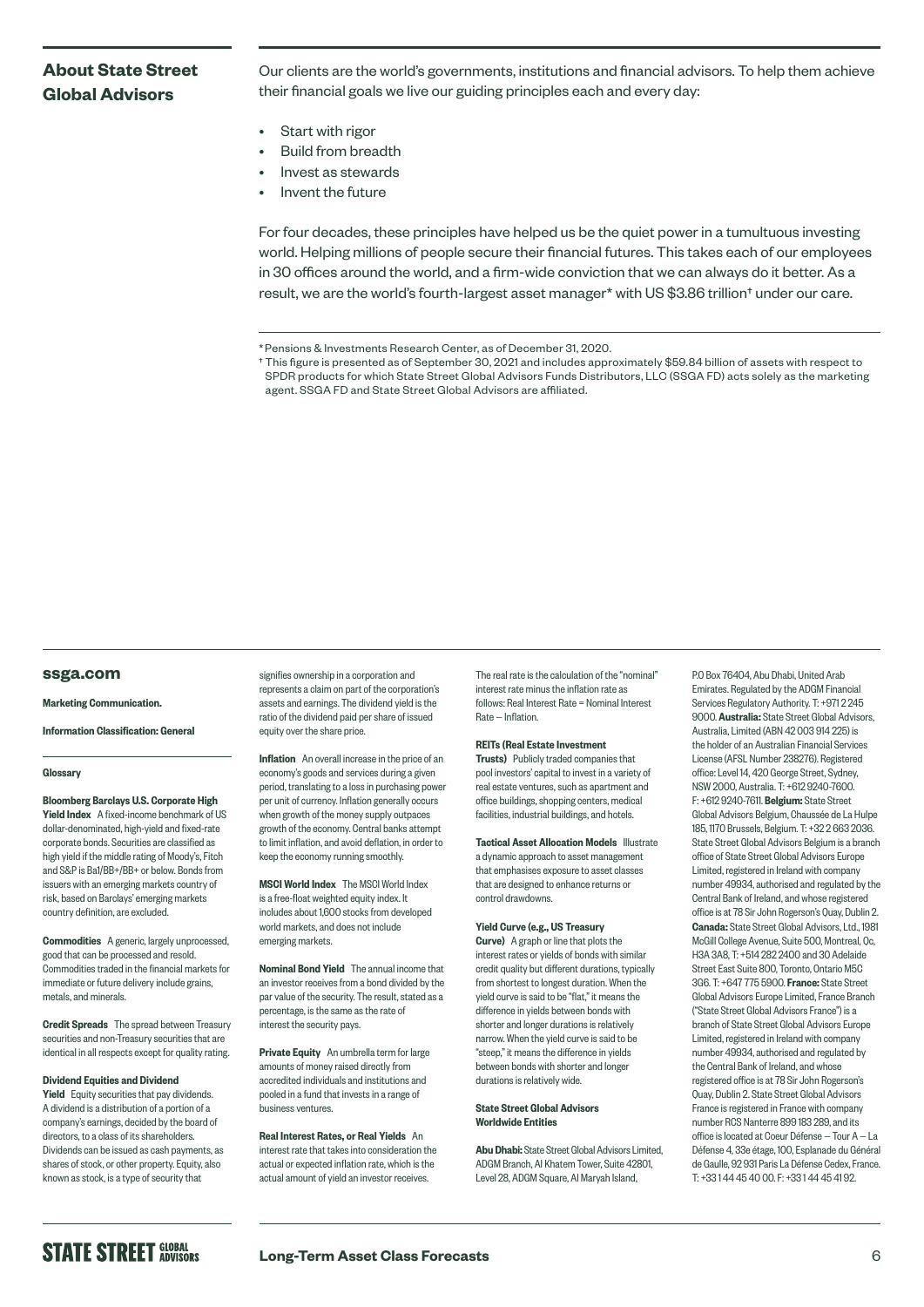## About State Street Global Advisors

Our clients are the world's governments, institutions and financial advisors. To help them achieve their financial goals we live our guiding principles each and every day:

- Start with rigor
- Build from breadth
- Invest as stewards
- Invent the future

For four decades, these principles have helped us be the quiet power in a tumultuous investing world. Helping millions of people secure their financial futures. This takes each of our employees in 30 offices around the world, and a firm-wide conviction that we can always do it better. As a result, we are the world's fourth-largest asset manager* with US $3.86 trillion† under our care.

* Pensions & Investments Research Center, as of December 31, 2020.

† This figure is presented as of September 30, 2021 and includes approximately $59.84 billion of assets with respect to SPDR products for which State Street Global Advisors Funds Distributors, LLC (SSGA FD) acts solely as the marketing agent. SSGA FD and State Street Global Advisors are affiliated.

**ssga.com**

**Marketing Communication.**

**Information Classification: General**

**Glossary**

**Bloomberg Barclays U.S. Corporate High Yield Index** A fixed-income benchmark of US dollar-denominated, high-yield and fixed-rate corporate bonds. Securities are classified as high yield if the middle rating of Moody's, Fitch and S&P is Ba1/BB+/BB+ or below. Bonds from issuers with an emerging markets country of risk, based on Barclays' emerging markets country definition, are excluded.

**Commodities** A generic, largely unprocessed, good that can be processed and resold. Commodities traded in the financial markets for immediate or future delivery include grains, metals, and minerals.

**Credit Spreads** The spread between Treasury securities and non-Treasury securities that are identical in all respects except for quality rating.

**Dividend Equities and Dividend Yield** Equity securities that pay dividends. A dividend is a distribution of a portion of a company's earnings, decided by the board of directors, to a class of its shareholders. Dividends can be issued as cash payments, as shares of stock, or other property. Equity, also known as stock, is a type of security that signifies ownership in a corporation and represents a claim on part of the corporation's assets and earnings. The dividend yield is the ratio of the dividend paid per share of issued equity over the share price.

**Inflation** An overall increase in the price of an economy's goods and services during a given period, translating to a loss in purchasing power per unit of currency. Inflation generally occurs when growth of the money supply outpaces growth of the economy. Central banks attempt to limit inflation, and avoid deflation, in order to keep the economy running smoothly.

**MSCI World Index** The MSCI World Index is a free-float weighted equity index. It includes about 1,600 stocks from developed world markets, and does not include emerging markets.

**Nominal Bond Yield** The annual income that an investor receives from a bond divided by the par value of the security. The result, stated as a percentage, is the same as the rate of interest the security pays.

**Private Equity** An umbrella term for large amounts of money raised directly from accredited individuals and institutions and pooled in a fund that invests in a range of business ventures.

**Real Interest Rates, or Real Yields** An interest rate that takes into consideration the actual or expected inflation rate, which is the actual amount of yield an investor receives. The real rate is the calculation of the "nominal" interest rate minus the inflation rate as follows: Real Interest Rate = Nominal Interest Rate — Inflation.

**REITs (Real Estate Investment Trusts)** Publicly traded companies that pool investors' capital to invest in a variety of real estate ventures, such as apartment and office buildings, shopping centers, medical facilities, industrial buildings, and hotels.

**Tactical Asset Allocation Models** Illustrate a dynamic approach to asset management that emphasises exposure to asset classes that are designed to enhance returns or control drawdowns.

**Yield Curve (e.g., US Treasury Curve)** A graph or line that plots the interest rates or yields of bonds with similar credit quality but different durations, typically from shortest to longest duration. When the yield curve is said to be "flat," it means the difference in yields between bonds with shorter and longer durations is relatively narrow. When the yield curve is said to be "steep," it means the difference in yields between bonds with shorter and longer durations is relatively wide.

**State Street Global Advisors Worldwide Entities**

**Abu Dhabi:** State Street Global Advisors Limited, ADGM Branch, Al Khatem Tower, Suite 42801, Level 28, ADGM Square, Al Maryah Island, P.O Box 76404, Abu Dhabi, United Arab Emirates. Regulated by the ADGM Financial Services Regulatory Authority. T: +971 2 245 9000. **Australia:** State Street Global Advisors, Australia, Limited (ABN 42 003 914 225) is the holder of an Australian Financial Services License (AFSL Number 238276). Registered office: Level 14, 420 George Street, Sydney, NSW 2000, Australia. T: +612 9240-7600. F: +612 9240-7611. **Belgium:** State Street Global Advisors Belgium, Chaussée de La Hulpe 185, 1170 Brussels, Belgium. T: +32 2 663 2036. State Street Global Advisors Belgium is a branch office of State Street Global Advisors Europe Limited, registered in Ireland with company number 49934, authorised and regulated by the Central Bank of Ireland, and whose registered office is at 78 Sir John Rogerson's Quay, Dublin 2. **Canada:** State Street Global Advisors, Ltd., 1981 McGill College Avenue, Suite 500, Montreal, Qc, H3A 3A8, T: +514 282 2400 and 30 Adelaide Street East Suite 800, Toronto, Ontario M5C 3G6. T: +647 775 5900. **France:** State Street Global Advisors Europe Limited, France Branch ("State Street Global Advisors France") is a branch of State Street Global Advisors Europe Limited, registered in Ireland with company number 49934, authorised and regulated by the Central Bank of Ireland, and whose registered office is at 78 Sir John Rogerson's Quay, Dublin 2. State Street Global Advisors France is registered in France with company number RCS Nanterre 899 183 289, and its office is located at Coeur Défense — Tour A — La Défense 4, 33e étage, 100, Esplanade du Général de Gaulle, 92 931 Paris La Défense Cedex, France. T: +33 1 44 45 40 00. F: +33 1 44 45 41 92.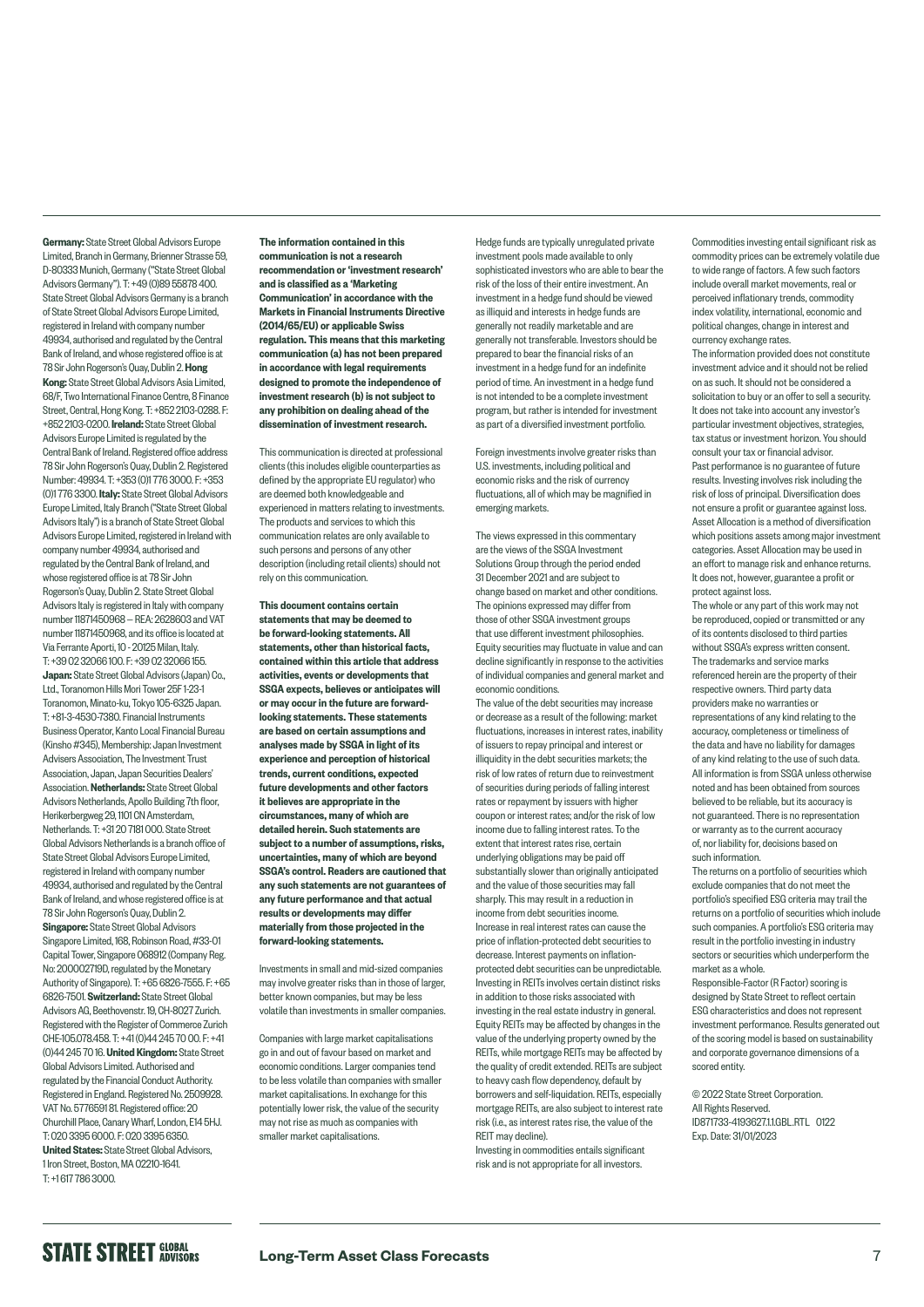**Germany:** State Street Global Advisors Europe Limited, Branch in Germany, Brienner Strasse 59, D-80333 Munich, Germany ("State Street Global Advisors Germany"). T: +49 (0)89 55878 400. State Street Global Advisors Germany is a branch of State Street Global Advisors Europe Limited, registered in Ireland with company number 49934, authorised and regulated by the Central Bank of Ireland, and whose registered office is at 78 Sir John Rogerson's Quay, Dublin 2. **Hong Kong:** State Street Global Advisors Asia Limited, 68/F, Two International Finance Centre, 8 Finance Street, Central, Hong Kong. T: +852 2103-0288. F: +852 2103-0200. **Ireland:** State Street Global Advisors Europe Limited is regulated by the Central Bank of Ireland. Registered office address 78 Sir John Rogerson's Quay, Dublin 2. Registered Number: 49934. T: +353 (0)1 776 3000. F: +353 (0)1 776 3300. **Italy:** State Street Global Advisors Europe Limited, Italy Branch ("State Street Global Advisors Italy") is a branch of State Street Global Advisors Europe Limited, registered in Ireland with company number 49934, authorised and regulated by the Central Bank of Ireland, and whose registered office is at 78 Sir John Rogerson's Quay, Dublin 2. State Street Global Advisors Italy is registered in Italy with company number 11871450968 — REA: 2628603 and VAT number 11871450968, and its office is located at Via Ferrante Aporti, 10 - 20125 Milan, Italy. T: +39 02 32066 100. F: +39 02 32066 155. **Japan:** State Street Global Advisors (Japan) Co., Ltd., Toranomon Hills Mori Tower 25F 1-23-1 Toranomon, Minato-ku, Tokyo 105-6325 Japan. T: +81-3-4530-7380. Financial Instruments Business Operator, Kanto Local Financial Bureau (Kinsho #345), Membership: Japan Investment Advisers Association, The Investment Trust Association, Japan, Japan Securities Dealers' Association. **Netherlands:** State Street Global Advisors Netherlands, Apollo Building 7th floor, Herikerbergweg 29, 1101 CN Amsterdam, Netherlands. T: +31 20 7181 000. State Street Global Advisors Netherlands is a branch office of State Street Global Advisors Europe Limited, registered in Ireland with company number 49934, authorised and regulated by the Central Bank of Ireland, and whose registered office is at 78 Sir John Rogerson's Quay, Dublin 2. **Singapore:** State Street Global Advisors Singapore Limited, 168, Robinson Road, #33-01 Capital Tower, Singapore 068912 (Company Reg. No: 200002719D, regulated by the Monetary Authority of Singapore). T: +65 6826-7555. F: +65 6826-7501. **Switzerland:** State Street Global Advisors AG, Beethovenstr. 19, CH-8027 Zurich. Registered with the Register of Commerce Zurich CHE-105.078.458. T: +41 (0)44 245 70 00. F: +41 (0)44 245 70 16. **United Kingdom:** State Street Global Advisors Limited. Authorised and regulated by the Financial Conduct Authority. Registered in England. Registered No. 2509928. VAT No. 5776591 81. Registered office: 20 Churchill Place, Canary Wharf, London, E14 5HJ. T: 020 3395 6000. F: 020 3395 6350. **United States:** State Street Global Advisors, 1 Iron Street, Boston, MA 02210-1641. T: +1 617 786 3000.

**The information contained in this communication is not a research recommendation or 'investment research' and is classified as a 'Marketing Communication' in accordance with the Markets in Financial Instruments Directive (2014/65/EU) or applicable Swiss regulation. This means that this marketing communication (a) has not been prepared in accordance with legal requirements designed to promote the independence of investment research (b) is not subject to any prohibition on dealing ahead of the dissemination of investment research.**

This communication is directed at professional clients (this includes eligible counterparties as defined by the appropriate EU regulator) who are deemed both knowledgeable and experienced in matters relating to investments. The products and services to which this communication relates are only available to such persons and persons of any other description (including retail clients) should not rely on this communication.

**This document contains certain statements that may be deemed to be forward-looking statements. All statements, other than historical facts, contained within this article that address activities, events or developments that SSGA expects, believes or anticipates will or may occur in the future are forward-looking statements. These statements are based on certain assumptions and analyses made by SSGA in light of its experience and perception of historical trends, current conditions, expected future developments and other factors it believes are appropriate in the circumstances, many of which are detailed herein. Such statements are subject to a number of assumptions, risks, uncertainties, many of which are beyond SSGA's control. Readers are cautioned that any such statements are not guarantees of any future performance and that actual results or developments may differ materially from those projected in the forward-looking statements.**

Investments in small and mid-sized companies may involve greater risks than in those of larger, better known companies, but may be less volatile than investments in smaller companies.

Companies with large market capitalisations go in and out of favour based on market and economic conditions. Larger companies tend to be less volatile than companies with smaller market capitalisations. In exchange for this potentially lower risk, the value of the security may not rise as much as companies with smaller market capitalisations.

Hedge funds are typically unregulated private investment pools made available to only sophisticated investors who are able to bear the risk of the loss of their entire investment. An investment in a hedge fund should be viewed as illiquid and interests in hedge funds are generally not readily marketable and are generally not transferable. Investors should be prepared to bear the financial risks of an investment in a hedge fund for an indefinite period of time. An investment in a hedge fund is not intended to be a complete investment program, but rather is intended for investment as part of a diversified investment portfolio.

Foreign investments involve greater risks than U.S. investments, including political and economic risks and the risk of currency fluctuations, all of which may be magnified in emerging markets.

The views expressed in this commentary are the views of the SSGA Investment Solutions Group through the period ended 31 December 2021 and are subject to change based on market and other conditions. The opinions expressed may differ from those of other SSGA investment groups that use different investment philosophies. Equity securities may fluctuate in value and can decline significantly in response to the activities of individual companies and general market and economic conditions.

The value of the debt securities may increase or decrease as a result of the following: market fluctuations, increases in interest rates, inability of issuers to repay principal and interest or illiquidity in the debt securities markets; the risk of low rates of return due to reinvestment of securities during periods of falling interest rates or repayment by issuers with higher coupon or interest rates; and/or the risk of low income due to falling interest rates. To the extent that interest rates rise, certain underlying obligations may be paid off substantially slower than originally anticipated and the value of those securities may fall sharply. This may result in a reduction in income from debt securities income.

Increase in real interest rates can cause the price of inflation-protected debt securities to decrease. Interest payments on inflation-protected debt securities can be unpredictable.

Investing in REITs involves certain distinct risks in addition to those risks associated with investing in the real estate industry in general. Equity REITs may be affected by changes in the value of the underlying property owned by the REITs, while mortgage REITs may be affected by the quality of credit extended. REITs are subject to heavy cash flow dependency, default by borrowers and self-liquidation. REITs, especially mortgage REITs, are also subject to interest rate risk (i.e., as interest rates rise, the value of the REIT may decline).

Investing in commodities entails significant risk and is not appropriate for all investors.

Commodities investing entail significant risk as commodity prices can be extremely volatile due to wide range of factors. A few such factors include overall market movements, real or perceived inflationary trends, commodity index volatility, international, economic and political changes, change in interest and currency exchange rates.

The information provided does not constitute investment advice and it should not be relied on as such. It should not be considered a solicitation to buy or an offer to sell a security. It does not take into account any investor's particular investment objectives, strategies, tax status or investment horizon. You should consult your tax or financial advisor.

Past performance is no guarantee of future results. Investing involves risk including the risk of loss of principal. Diversification does not ensure a profit or guarantee against loss.

Asset Allocation is a method of diversification which positions assets among major investment categories. Asset Allocation may be used in an effort to manage risk and enhance returns. It does not, however, guarantee a profit or protect against loss.

The whole or any part of this work may not be reproduced, copied or transmitted or any of its contents disclosed to third parties without SSGA's express written consent.

The trademarks and service marks referenced herein are the property of their respective owners. Third party data providers make no warranties or representations of any kind relating to the accuracy, completeness or timeliness of the data and have no liability for damages of any kind relating to the use of such data.

All information is from SSGA unless otherwise noted and has been obtained from sources believed to be reliable, but its accuracy is not guaranteed. There is no representation or warranty as to the current accuracy of, nor liability for, decisions based on such information.

The returns on a portfolio of securities which exclude companies that do not meet the portfolio's specified ESG criteria may trail the returns on a portfolio of securities which include such companies. A portfolio's ESG criteria may result in the portfolio investing in industry sectors or securities which underperform the market as a whole.

Responsible-Factor (R Factor) scoring is designed by State Street to reflect certain ESG characteristics and does not represent investment performance. Results generated out of the scoring model is based on sustainability and corporate governance dimensions of a scored entity.

© 2022 State Street Corporation.
All Rights Reserved.
ID871733-4193627.1.1.GBL.RTL 0122
Exp. Date: 31/01/2023